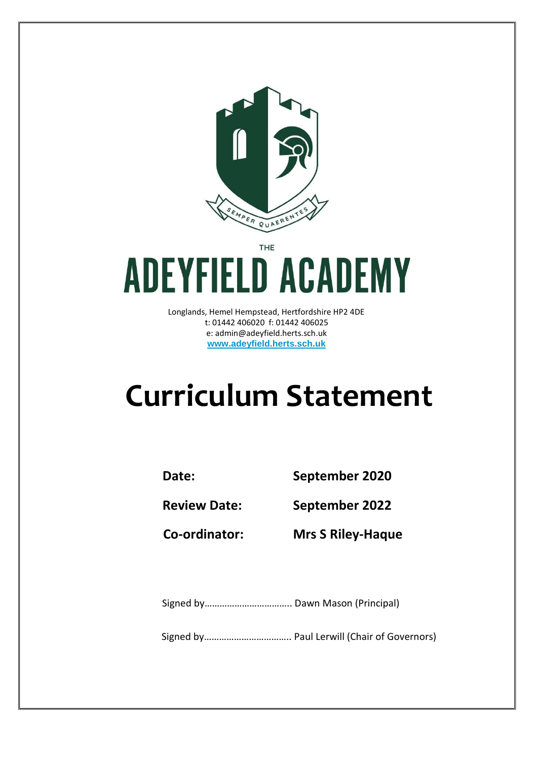SEMPER QUAERENTES

THE

# ADEYFIELD ACADEMY

Longlands, Hemel Hempstead, Hertfordshire HP2 4DE
t: 01442 406020 f: 01442 406025
e: admin@adeyfield.herts.sch.uk
www.adeyfield.herts.sch.uk

# Curriculum Statement

**Date:** **September 2020**

**Review Date:** **September 2022**

**Co-ordinator:** **Mrs S Riley-Haque**

Signed by…………………………… Dawn Mason (Principal)

Signed by…………………………… Paul Lerwill (Chair of Governors)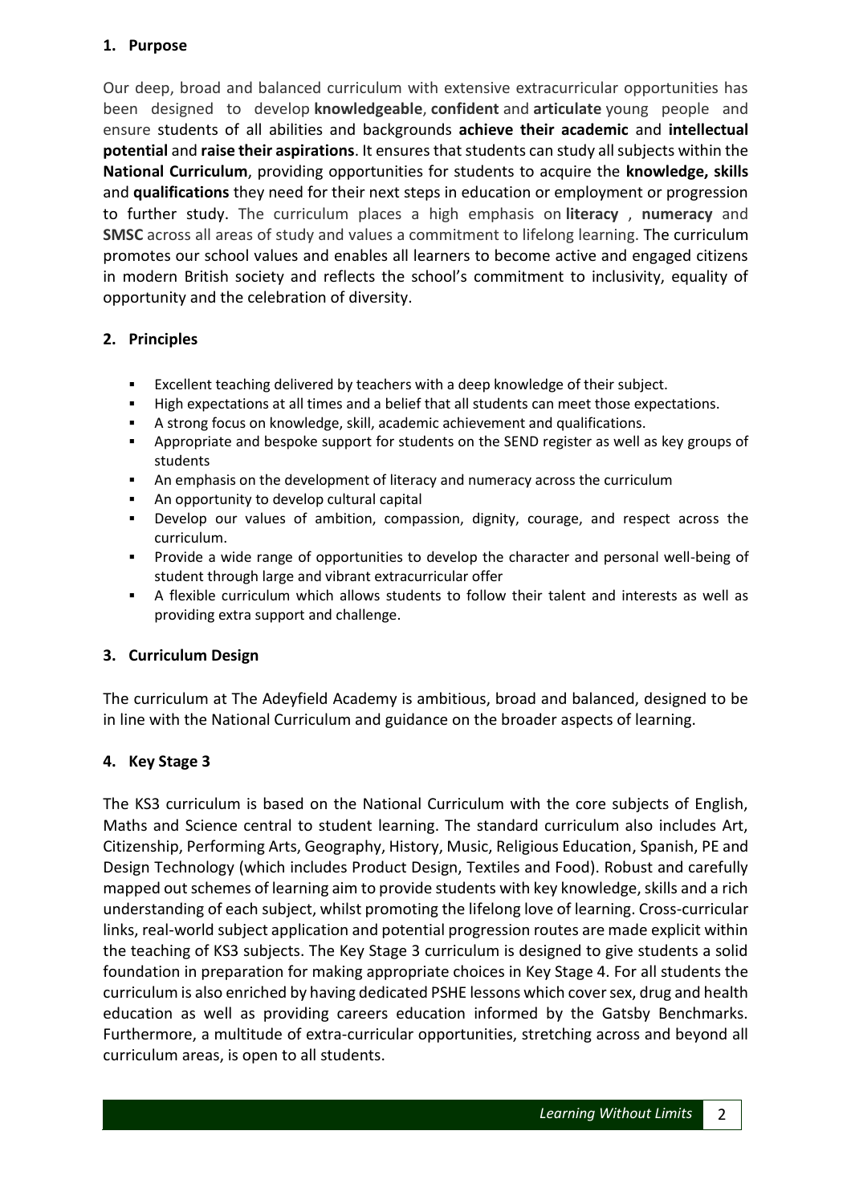## 1. Purpose

Our deep, broad and balanced curriculum with extensive extracurricular opportunities has been designed to develop **knowledgeable**, **confident** and **articulate** young people and ensure students of all abilities and backgrounds **achieve their academic** and **intellectual potential** and **raise their aspirations**. It ensures that students can study all subjects within the **National Curriculum**, providing opportunities for students to acquire the **knowledge, skills** and **qualifications** they need for their next steps in education or employment or progression to further study. The curriculum places a high emphasis on **literacy** , **numeracy** and **SMSC** across all areas of study and values a commitment to lifelong learning. The curriculum promotes our school values and enables all learners to become active and engaged citizens in modern British society and reflects the school's commitment to inclusivity, equality of opportunity and the celebration of diversity.

## 2. Principles

- Excellent teaching delivered by teachers with a deep knowledge of their subject.
- High expectations at all times and a belief that all students can meet those expectations.
- A strong focus on knowledge, skill, academic achievement and qualifications.
- Appropriate and bespoke support for students on the SEND register as well as key groups of students
- An emphasis on the development of literacy and numeracy across the curriculum
- An opportunity to develop cultural capital
- Develop our values of ambition, compassion, dignity, courage, and respect across the curriculum.
- Provide a wide range of opportunities to develop the character and personal well-being of student through large and vibrant extracurricular offer
- A flexible curriculum which allows students to follow their talent and interests as well as providing extra support and challenge.

## 3. Curriculum Design

The curriculum at The Adeyfield Academy is ambitious, broad and balanced, designed to be in line with the National Curriculum and guidance on the broader aspects of learning.

## 4. Key Stage 3

The KS3 curriculum is based on the National Curriculum with the core subjects of English, Maths and Science central to student learning. The standard curriculum also includes Art, Citizenship, Performing Arts, Geography, History, Music, Religious Education, Spanish, PE and Design Technology (which includes Product Design, Textiles and Food). Robust and carefully mapped out schemes of learning aim to provide students with key knowledge, skills and a rich understanding of each subject, whilst promoting the lifelong love of learning. Cross-curricular links, real-world subject application and potential progression routes are made explicit within the teaching of KS3 subjects. The Key Stage 3 curriculum is designed to give students a solid foundation in preparation for making appropriate choices in Key Stage 4. For all students the curriculum is also enriched by having dedicated PSHE lessons which cover sex, drug and health education as well as providing careers education informed by the Gatsby Benchmarks. Furthermore, a multitude of extra-curricular opportunities, stretching across and beyond all curriculum areas, is open to all students.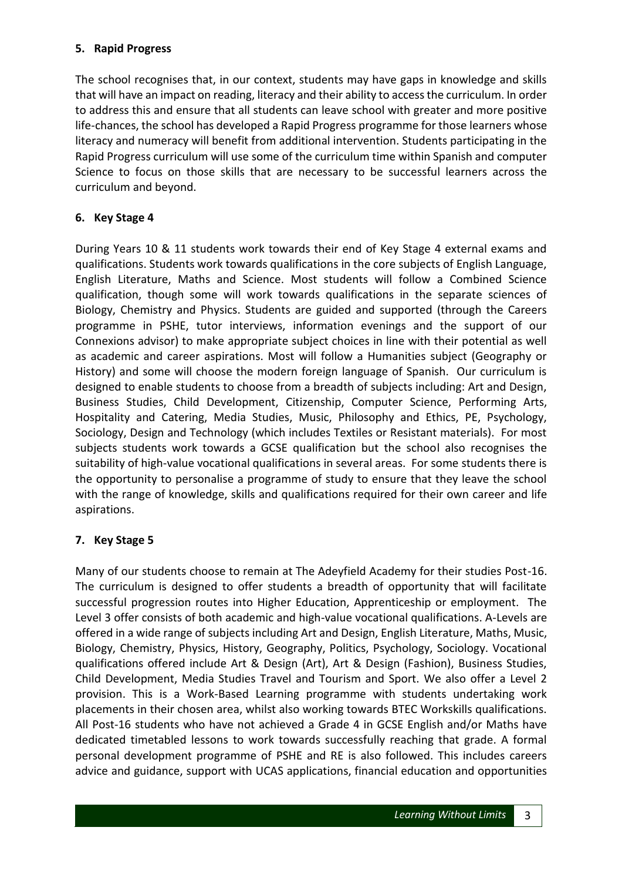## 5. Rapid Progress

The school recognises that, in our context, students may have gaps in knowledge and skills that will have an impact on reading, literacy and their ability to access the curriculum. In order to address this and ensure that all students can leave school with greater and more positive life-chances, the school has developed a Rapid Progress programme for those learners whose literacy and numeracy will benefit from additional intervention. Students participating in the Rapid Progress curriculum will use some of the curriculum time within Spanish and computer Science to focus on those skills that are necessary to be successful learners across the curriculum and beyond.

## 6. Key Stage 4

During Years 10 & 11 students work towards their end of Key Stage 4 external exams and qualifications. Students work towards qualifications in the core subjects of English Language, English Literature, Maths and Science. Most students will follow a Combined Science qualification, though some will work towards qualifications in the separate sciences of Biology, Chemistry and Physics. Students are guided and supported (through the Careers programme in PSHE, tutor interviews, information evenings and the support of our Connexions advisor) to make appropriate subject choices in line with their potential as well as academic and career aspirations. Most will follow a Humanities subject (Geography or History) and some will choose the modern foreign language of Spanish. Our curriculum is designed to enable students to choose from a breadth of subjects including: Art and Design, Business Studies, Child Development, Citizenship, Computer Science, Performing Arts, Hospitality and Catering, Media Studies, Music, Philosophy and Ethics, PE, Psychology, Sociology, Design and Technology (which includes Textiles or Resistant materials). For most subjects students work towards a GCSE qualification but the school also recognises the suitability of high-value vocational qualifications in several areas. For some students there is the opportunity to personalise a programme of study to ensure that they leave the school with the range of knowledge, skills and qualifications required for their own career and life aspirations.

## 7. Key Stage 5

Many of our students choose to remain at The Adeyfield Academy for their studies Post-16. The curriculum is designed to offer students a breadth of opportunity that will facilitate successful progression routes into Higher Education, Apprenticeship or employment. The Level 3 offer consists of both academic and high-value vocational qualifications. A-Levels are offered in a wide range of subjects including Art and Design, English Literature, Maths, Music, Biology, Chemistry, Physics, History, Geography, Politics, Psychology, Sociology. Vocational qualifications offered include Art & Design (Art), Art & Design (Fashion), Business Studies, Child Development, Media Studies Travel and Tourism and Sport. We also offer a Level 2 provision. This is a Work-Based Learning programme with students undertaking work placements in their chosen area, whilst also working towards BTEC Workskills qualifications. All Post-16 students who have not achieved a Grade 4 in GCSE English and/or Maths have dedicated timetabled lessons to work towards successfully reaching that grade. A formal personal development programme of PSHE and RE is also followed. This includes careers advice and guidance, support with UCAS applications, financial education and opportunities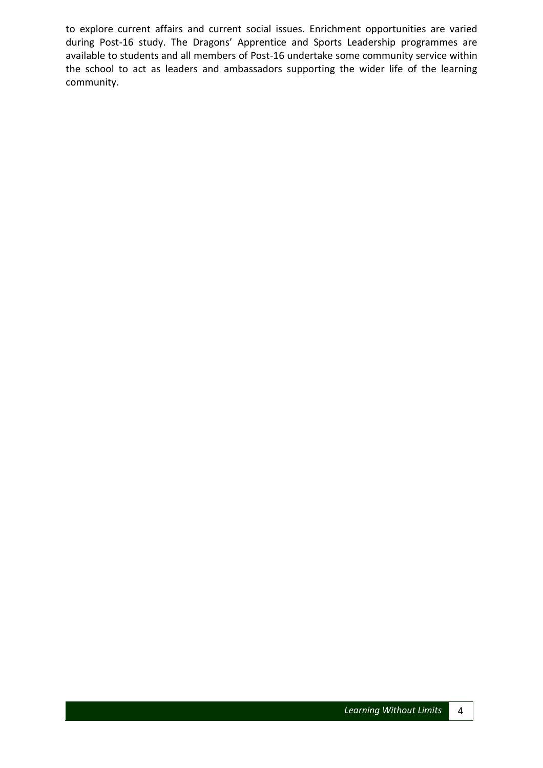to explore current affairs and current social issues. Enrichment opportunities are varied during Post-16 study. The Dragons' Apprentice and Sports Leadership programmes are available to students and all members of Post-16 undertake some community service within the school to act as leaders and ambassadors supporting the wider life of the learning community.